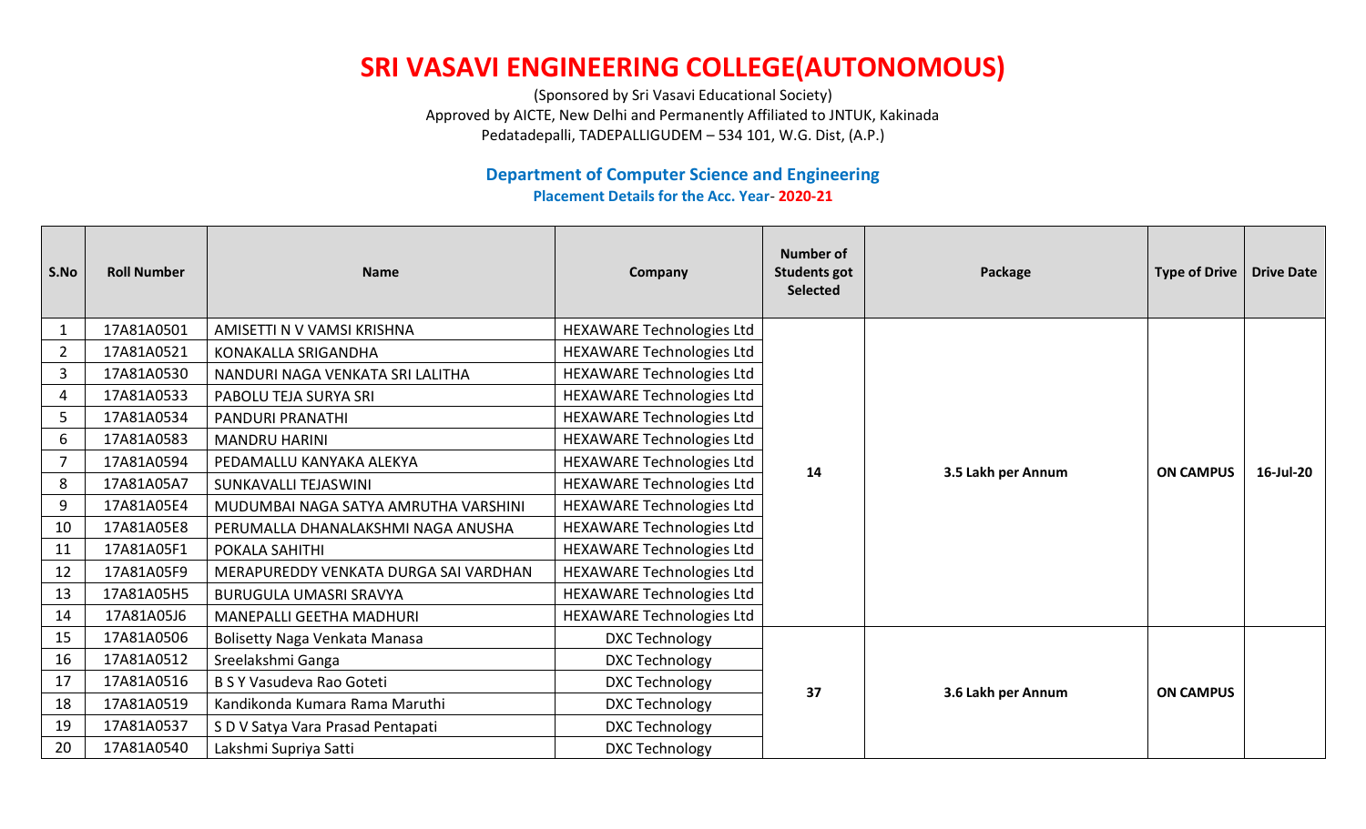# SRI VASAVI ENGINEERING COLLEGE(AUTONOMOUS)

(Sponsored by Sri Vasavi Educational Society)
Approved by AICTE, New Delhi and Permanently Affiliated to JNTUK, Kakinada
Pedatadepalli, TADEPALLIGUDEM – 534 101, W.G. Dist, (A.P.)

## Department of Computer Science and Engineering

### Placement Details for the Acc. Year- 2020-21

| S.No | Roll Number | Name | Company | Number of Students got Selected | Package | Type of Drive | Drive Date |
|---|---|---|---|---|---|---|---|
| 1 | 17A81A0501 | AMISETTI N V VAMSI KRISHNA | HEXAWARE Technologies Ltd | 14 | 3.5 Lakh per Annum | ON CAMPUS | 16-Jul-20 |
| 2 | 17A81A0521 | KONAKALLA SRIGANDHA | HEXAWARE Technologies Ltd | | | | |
| 3 | 17A81A0530 | NANDURI NAGA VENKATA SRI LALITHA | HEXAWARE Technologies Ltd | | | | |
| 4 | 17A81A0533 | PABOLU TEJA SURYA SRI | HEXAWARE Technologies Ltd | | | | |
| 5 | 17A81A0534 | PANDURI PRANATHI | HEXAWARE Technologies Ltd | | | | |
| 6 | 17A81A0583 | MANDRU HARINI | HEXAWARE Technologies Ltd | | | | |
| 7 | 17A81A0594 | PEDAMALLU KANYAKA ALEKYA | HEXAWARE Technologies Ltd | | | | |
| 8 | 17A81A05A7 | SUNKAVALLI TEJASWINI | HEXAWARE Technologies Ltd | | | | |
| 9 | 17A81A05E4 | MUDUMBAI NAGA SATYA AMRUTHA VARSHINI | HEXAWARE Technologies Ltd | | | | |
| 10 | 17A81A05E8 | PERUMALLA DHANALAKSHMI NAGA ANUSHA | HEXAWARE Technologies Ltd | | | | |
| 11 | 17A81A05F1 | POKALA SAHITHI | HEXAWARE Technologies Ltd | | | | |
| 12 | 17A81A05F9 | MERAPUREDDY VENKATA DURGA SAI VARDHAN | HEXAWARE Technologies Ltd | | | | |
| 13 | 17A81A05H5 | BURUGULA UMASRI SRAVYA | HEXAWARE Technologies Ltd | | | | |
| 14 | 17A81A05J6 | MANEPALLI GEETHA MADHURI | HEXAWARE Technologies Ltd | | | | |
| 15 | 17A81A0506 | Bolisetty Naga Venkata Manasa | DXC Technology | 37 | 3.6 Lakh per Annum | ON CAMPUS | |
| 16 | 17A81A0512 | Sreelakshmi Ganga | DXC Technology | | | | |
| 17 | 17A81A0516 | B S Y Vasudeva Rao Goteti | DXC Technology | | | | |
| 18 | 17A81A0519 | Kandikonda Kumara Rama Maruthi | DXC Technology | | | | |
| 19 | 17A81A0537 | S D V Satya Vara Prasad Pentapati | DXC Technology | | | | |
| 20 | 17A81A0540 | Lakshmi Supriya Satti | DXC Technology | | | | |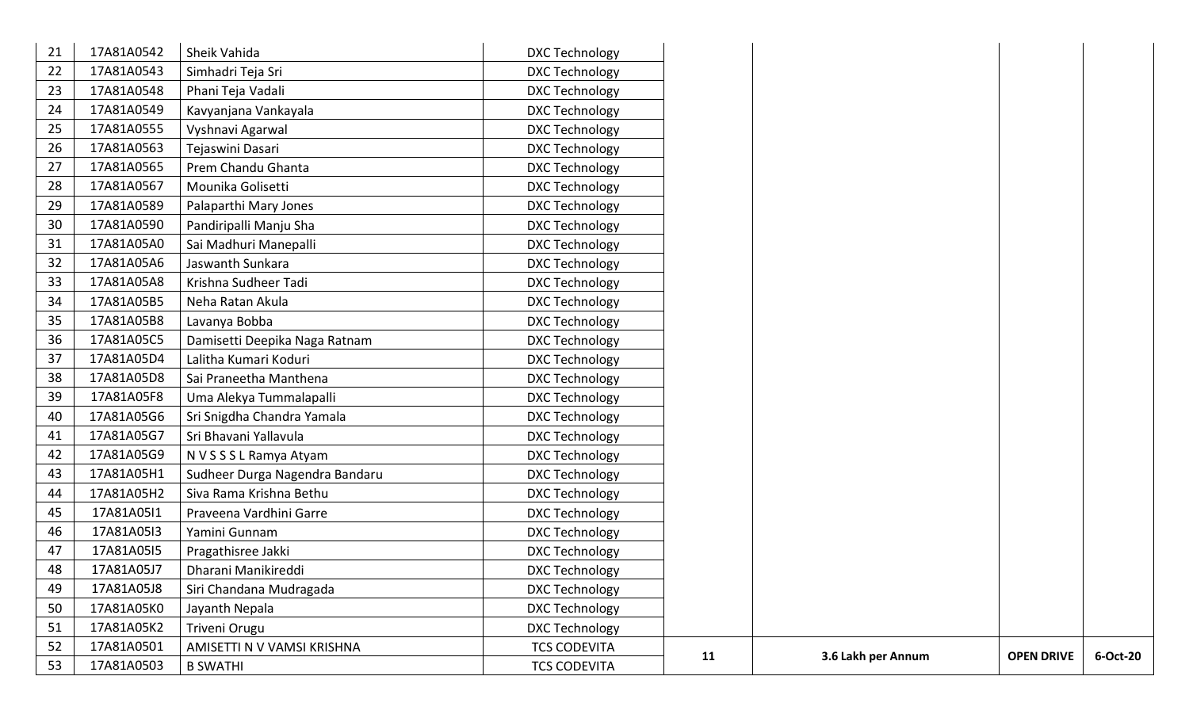| | | | | | | | |
|---|---|---|---|---|---|---|---|
| 21 | 17A81A0542 | Sheik Vahida | DXC Technology | | | | |
| 22 | 17A81A0543 | Simhadri Teja Sri | DXC Technology | | | | |
| 23 | 17A81A0548 | Phani Teja Vadali | DXC Technology | | | | |
| 24 | 17A81A0549 | Kavyanjana Vankayala | DXC Technology | | | | |
| 25 | 17A81A0555 | Vyshnavi Agarwal | DXC Technology | | | | |
| 26 | 17A81A0563 | Tejaswini Dasari | DXC Technology | | | | |
| 27 | 17A81A0565 | Prem Chandu Ghanta | DXC Technology | | | | |
| 28 | 17A81A0567 | Mounika Golisetti | DXC Technology | | | | |
| 29 | 17A81A0589 | Palaparthi Mary Jones | DXC Technology | | | | |
| 30 | 17A81A0590 | Pandiripalli Manju Sha | DXC Technology | | | | |
| 31 | 17A81A05A0 | Sai Madhuri Manepalli | DXC Technology | | | | |
| 32 | 17A81A05A6 | Jaswanth Sunkara | DXC Technology | | | | |
| 33 | 17A81A05A8 | Krishna Sudheer Tadi | DXC Technology | | | | |
| 34 | 17A81A05B5 | Neha Ratan Akula | DXC Technology | | | | |
| 35 | 17A81A05B8 | Lavanya Bobba | DXC Technology | | | | |
| 36 | 17A81A05C5 | Damisetti Deepika Naga Ratnam | DXC Technology | | | | |
| 37 | 17A81A05D4 | Lalitha Kumari Koduri | DXC Technology | | | | |
| 38 | 17A81A05D8 | Sai Praneetha Manthena | DXC Technology | | | | |
| 39 | 17A81A05F8 | Uma Alekya Tummalapalli | DXC Technology | | | | |
| 40 | 17A81A05G6 | Sri Snigdha Chandra Yamala | DXC Technology | | | | |
| 41 | 17A81A05G7 | Sri Bhavani Yallavula | DXC Technology | | | | |
| 42 | 17A81A05G9 | N V S S S L Ramya Atyam | DXC Technology | | | | |
| 43 | 17A81A05H1 | Sudheer Durga Nagendra Bandaru | DXC Technology | | | | |
| 44 | 17A81A05H2 | Siva Rama Krishna Bethu | DXC Technology | | | | |
| 45 | 17A81A05I1 | Praveena Vardhini Garre | DXC Technology | | | | |
| 46 | 17A81A05I3 | Yamini Gunnam | DXC Technology | | | | |
| 47 | 17A81A05I5 | Pragathisree Jakki | DXC Technology | | | | |
| 48 | 17A81A05J7 | Dharani Manikireddi | DXC Technology | | | | |
| 49 | 17A81A05J8 | Siri Chandana Mudragada | DXC Technology | | | | |
| 50 | 17A81A05K0 | Jayanth Nepala | DXC Technology | | | | |
| 51 | 17A81A05K2 | Triveni Orugu | DXC Technology | | | | |
| 52 | 17A81A0501 | AMISETTI N V VAMSI KRISHNA | TCS CODEVITA | **11** | **3.6 Lakh per Annum** | **OPEN DRIVE** | **6-Oct-20** |
| 53 | 17A81A0503 | B SWATHI | TCS CODEVITA | | | | |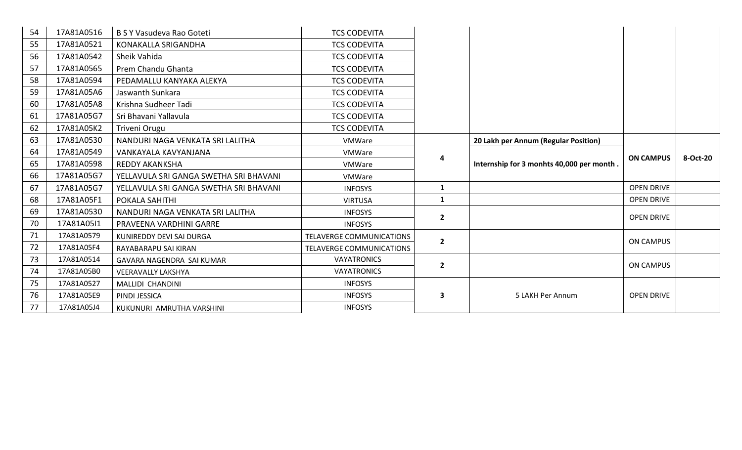| | | | | | | | |
|---|---|---|---|---|---|---|---|
| 54 | 17A81A0516 | B S Y Vasudeva Rao Goteti | TCS CODEVITA | | | | |
| 55 | 17A81A0521 | KONAKALLA SRIGANDHA | TCS CODEVITA | | | | |
| 56 | 17A81A0542 | Sheik Vahida | TCS CODEVITA | | | | |
| 57 | 17A81A0565 | Prem Chandu Ghanta | TCS CODEVITA | | | | |
| 58 | 17A81A0594 | PEDAMALLU KANYAKA ALEKYA | TCS CODEVITA | | | | |
| 59 | 17A81A05A6 | Jaswanth Sunkara | TCS CODEVITA | | | | |
| 60 | 17A81A05A8 | Krishna Sudheer Tadi | TCS CODEVITA | | | | |
| 61 | 17A81A05G7 | Sri Bhavani Yallavula | TCS CODEVITA | | | | |
| 62 | 17A81A05K2 | Triveni Orugu | TCS CODEVITA | | | | |
| 63 | 17A81A0530 | NANDURI NAGA VENKATA SRI LALITHA | VMWare | **4** | **20 Lakh per Annum (Regular Position)** | **ON CAMPUS** | **8-Oct-20** |
| 64 | 17A81A0549 | VANKAYALA KAVYANJANA | VMWare | | **Internship for 3 monhts 40,000 per month .** | | |
| 65 | 17A81A0598 | REDDY AKANKSHA | VMWare | | | | |
| 66 | 17A81A05G7 | YELLAVULA SRI GANGA SWETHA SRI BHAVANI | VMWare | | | | |
| 67 | 17A81A05G7 | YELLAVULA SRI GANGA SWETHA SRI BHAVANI | INFOSYS | **1** | | OPEN DRIVE | |
| 68 | 17A81A05F1 | POKALA SAHITHI | VIRTUSA | **1** | | OPEN DRIVE | |
| 69 | 17A81A0530 | NANDURI NAGA VENKATA SRI LALITHA | INFOSYS | **2** | | OPEN DRIVE | |
| 70 | 17A81A05I1 | PRAVEENA VARDHINI GARRE | INFOSYS | | | | |
| 71 | 17A81A0579 | KUNIREDDY DEVI SAI DURGA | TELAVERGE COMMUNICATIONS | **2** | | ON CAMPUS | |
| 72 | 17A81A05F4 | RAYABARAPU SAI KIRAN | TELAVERGE COMMUNICATIONS | | | | |
| 73 | 17A81A0514 | GAVARA NAGENDRA SAI KUMAR | VAYATRONICS | **2** | | ON CAMPUS | |
| 74 | 17A81A05B0 | VEERAVALLY LAKSHYA | VAYATRONICS | | | | |
| 75 | 17A81A0527 | MALLIDI CHANDINI | INFOSYS | **3** | 5 LAKH Per Annum | OPEN DRIVE | |
| 76 | 17A81A05E9 | PINDI JESSICA | INFOSYS | | | | |
| 77 | 17A81A05J4 | KUKUNURI AMRUTHA VARSHINI | INFOSYS | | | | |